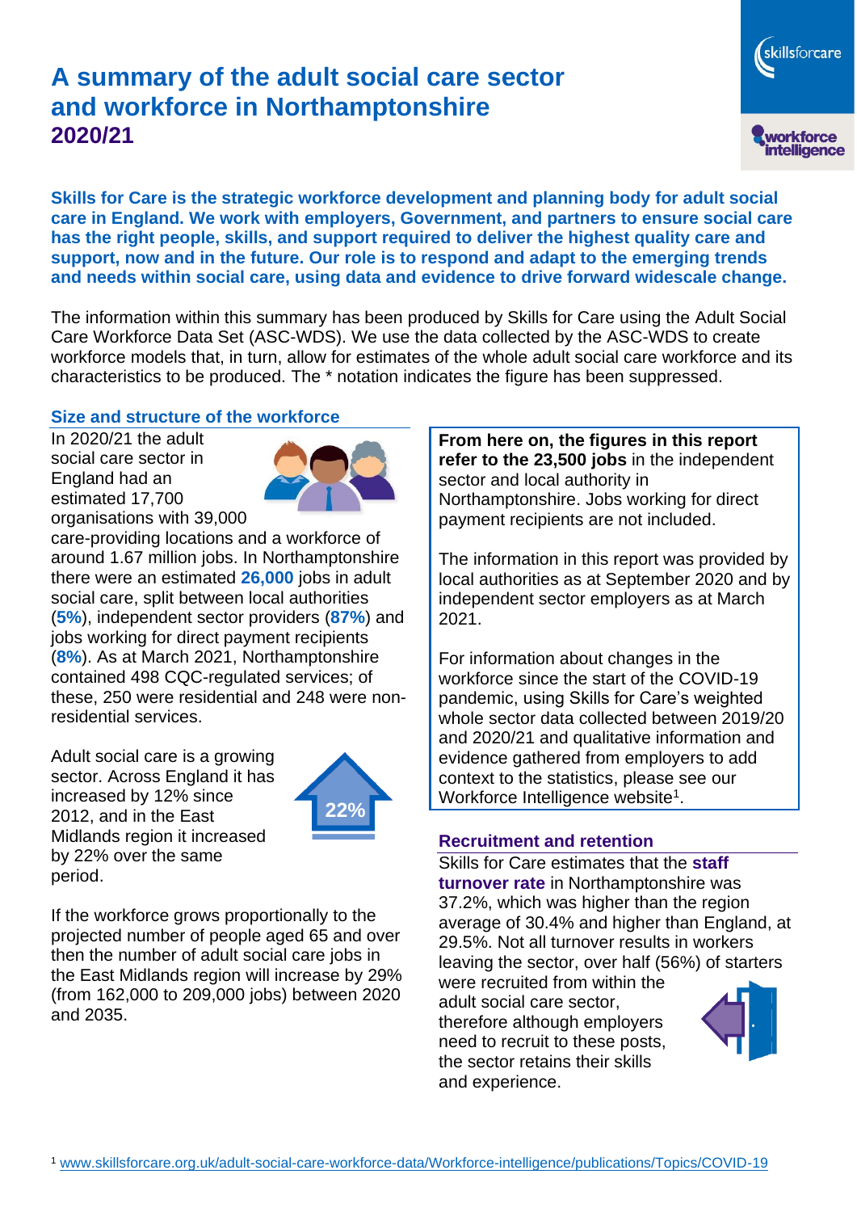# A summary of the adult social care sector and workforce in Northamptonshire 2020/21

**Skills for Care is the strategic workforce development and planning body for adult social care in England. We work with employers, Government, and partners to ensure social care has the right people, skills, and support required to deliver the highest quality care and support, now and in the future. Our role is to respond and adapt to the emerging trends and needs within social care, using data and evidence to drive forward widescale change.**

The information within this summary has been produced by Skills for Care using the Adult Social Care Workforce Data Set (ASC-WDS). We use the data collected by the ASC-WDS to create workforce models that, in turn, allow for estimates of the whole adult social care workforce and its characteristics to be produced. The * notation indicates the figure has been suppressed.

## Size and structure of the workforce

In 2020/21 the adult social care sector in England had an estimated 17,700 organisations with 39,000 care-providing locations and a workforce of around 1.67 million jobs. In Northamptonshire there were an estimated **26,000** jobs in adult social care, split between local authorities (**5%**), independent sector providers (**87%**) and jobs working for direct payment recipients (**8%**). As at March 2021, Northamptonshire contained 498 CQC-regulated services; of these, 250 were residential and 248 were non-residential services.

Adult social care is a growing sector. Across England it has increased by 12% since 2012, and in the East Midlands region it increased by 22% over the same period.

22%

If the workforce grows proportionally to the projected number of people aged 65 and over then the number of adult social care jobs in the East Midlands region will increase by 29% (from 162,000 to 209,000 jobs) between 2020 and 2035.

**From here on, the figures in this report refer to the 23,500 jobs** in the independent sector and local authority in Northamptonshire. Jobs working for direct payment recipients are not included.

The information in this report was provided by local authorities as at September 2020 and by independent sector employers as at March 2021.

For information about changes in the workforce since the start of the COVID-19 pandemic, using Skills for Care's weighted whole sector data collected between 2019/20 and 2020/21 and qualitative information and evidence gathered from employers to add context to the statistics, please see our Workforce Intelligence website[1].

## Recruitment and retention

Skills for Care estimates that the **staff turnover rate** in Northamptonshire was 37.2%, which was higher than the region average of 30.4% and higher than England, at 29.5%. Not all turnover results in workers leaving the sector, over half (56%) of starters were recruited from within the adult social care sector, therefore although employers need to recruit to these posts, the sector retains their skills and experience.

[1] www.skillsforcare.org.uk/adult-social-care-workforce-data/Workforce-intelligence/publications/Topics/COVID-19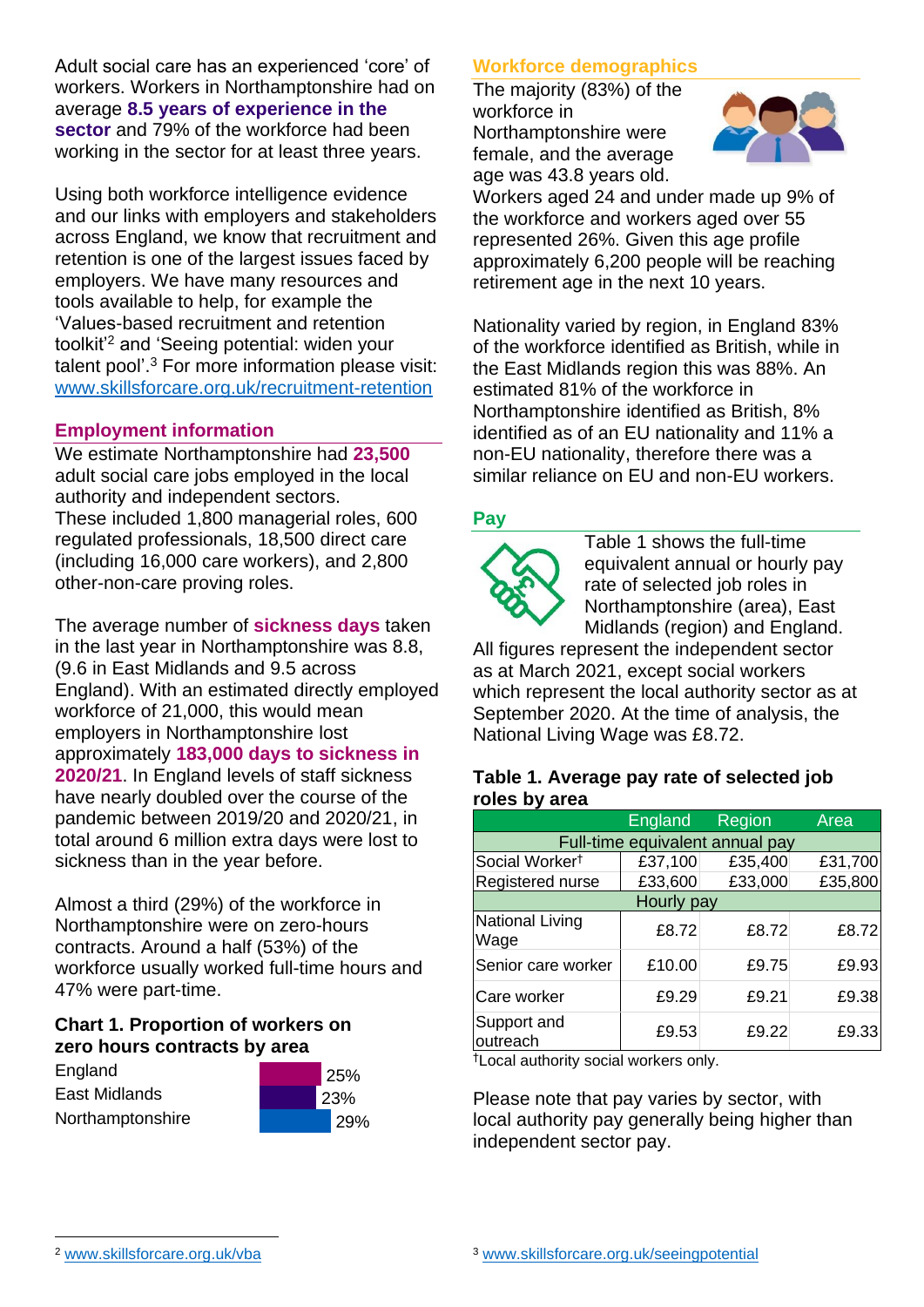Adult social care has an experienced 'core' of workers. Workers in Northamptonshire had on average **8.5 years of experience in the sector** and 79% of the workforce had been working in the sector for at least three years.

Using both workforce intelligence evidence and our links with employers and stakeholders across England, we know that recruitment and retention is one of the largest issues faced by employers. We have many resources and tools available to help, for example the 'Values-based recruitment and retention toolkit'[2] and 'Seeing potential: widen your talent pool'.[3] For more information please visit: www.skillsforcare.org.uk/recruitment-retention

## Employment information

We estimate Northamptonshire had **23,500** adult social care jobs employed in the local authority and independent sectors. These included 1,800 managerial roles, 600 regulated professionals, 18,500 direct care (including 16,000 care workers), and 2,800 other-non-care proving roles.

The average number of **sickness days** taken in the last year in Northamptonshire was 8.8, (9.6 in East Midlands and 9.5 across England). With an estimated directly employed workforce of 21,000, this would mean employers in Northamptonshire lost approximately **183,000 days to sickness in 2020/21**. In England levels of staff sickness have nearly doubled over the course of the pandemic between 2019/20 and 2020/21, in total around 6 million extra days were lost to sickness than in the year before.

Almost a third (29%) of the workforce in Northamptonshire were on zero-hours contracts. Around a half (53%) of the workforce usually worked full-time hours and 47% were part-time.

### Chart 1. Proportion of workers on zero hours contracts by area

| Area | Proportion |
|---|---|
| England | 25% |
| East Midlands | 23% |
| Northamptonshire | 29% |

## Workforce demographics

The majority (83%) of the workforce in Northamptonshire were female, and the average age was 43.8 years old. Workers aged 24 and under made up 9% of the workforce and workers aged over 55 represented 26%. Given this age profile approximately 6,200 people will be reaching retirement age in the next 10 years.

Nationality varied by region, in England 83% of the workforce identified as British, while in the East Midlands region this was 88%. An estimated 81% of the workforce in Northamptonshire identified as British, 8% identified as of an EU nationality and 11% a non-EU nationality, therefore there was a similar reliance on EU and non-EU workers.

## Pay

Table 1 shows the full-time equivalent annual or hourly pay rate of selected job roles in Northamptonshire (area), East Midlands (region) and England. All figures represent the independent sector as at March 2021, except social workers which represent the local authority sector as at September 2020. At the time of analysis, the National Living Wage was £8.72.

### Table 1. Average pay rate of selected job roles by area

| | England | Region | Area |
|---|---|---|---|
| **Full-time equivalent annual pay** | | | |
| Social Worker† | £37,100 | £35,400 | £31,700 |
| Registered nurse | £33,600 | £33,000 | £35,800 |
| **Hourly pay** | | | |
| National Living Wage | £8.72 | £8.72 | £8.72 |
| Senior care worker | £10.00 | £9.75 | £9.93 |
| Care worker | £9.29 | £9.21 | £9.38 |
| Support and outreach | £9.53 | £9.22 | £9.33 |

†Local authority social workers only.

Please note that pay varies by sector, with local authority pay generally being higher than independent sector pay.

[2] www.skillsforcare.org.uk/vba

[3] www.skillsforcare.org.uk/seeingpotential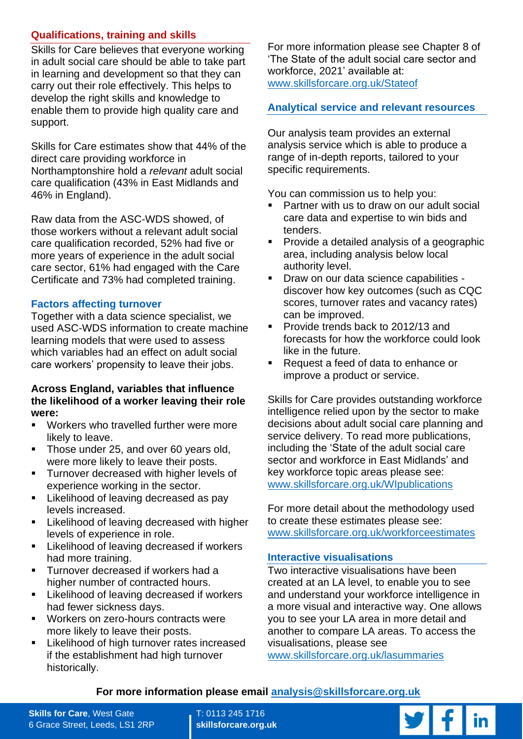## Qualifications, training and skills

Skills for Care believes that everyone working in adult social care should be able to take part in learning and development so that they can carry out their role effectively. This helps to develop the right skills and knowledge to enable them to provide high quality care and support.

Skills for Care estimates show that 44% of the direct care providing workforce in Northamptonshire hold a *relevant* adult social care qualification (43% in East Midlands and 46% in England).

Raw data from the ASC-WDS showed, of those workers without a relevant adult social care qualification recorded, 52% had five or more years of experience in the adult social care sector, 61% had engaged with the Care Certificate and 73% had completed training.

## Factors affecting turnover

Together with a data science specialist, we used ASC-WDS information to create machine learning models that were used to assess which variables had an effect on adult social care workers' propensity to leave their jobs.

**Across England, variables that influence the likelihood of a worker leaving their role were:**

- Workers who travelled further were more likely to leave.
- Those under 25, and over 60 years old, were more likely to leave their posts.
- Turnover decreased with higher levels of experience working in the sector.
- Likelihood of leaving decreased as pay levels increased.
- Likelihood of leaving decreased with higher levels of experience in role.
- Likelihood of leaving decreased if workers had more training.
- Turnover decreased if workers had a higher number of contracted hours.
- Likelihood of leaving decreased if workers had fewer sickness days.
- Workers on zero-hours contracts were more likely to leave their posts.
- Likelihood of high turnover rates increased if the establishment had high turnover historically.

For more information please see Chapter 8 of 'The State of the adult social care sector and workforce, 2021' available at: www.skillsforcare.org.uk/Stateof

## Analytical service and relevant resources

Our analysis team provides an external analysis service which is able to produce a range of in-depth reports, tailored to your specific requirements.

You can commission us to help you:

- Partner with us to draw on our adult social care data and expertise to win bids and tenders.
- Provide a detailed analysis of a geographic area, including analysis below local authority level.
- Draw on our data science capabilities - discover how key outcomes (such as CQC scores, turnover rates and vacancy rates) can be improved.
- Provide trends back to 2012/13 and forecasts for how the workforce could look like in the future.
- Request a feed of data to enhance or improve a product or service.

Skills for Care provides outstanding workforce intelligence relied upon by the sector to make decisions about adult social care planning and service delivery. To read more publications, including the 'State of the adult social care sector and workforce in East Midlands' and key workforce topic areas please see: www.skillsforcare.org.uk/WIpublications

For more detail about the methodology used to create these estimates please see: www.skillsforcare.org.uk/workforceestimates

## Interactive visualisations

Two interactive visualisations have been created at an LA level, to enable you to see and understand your workforce intelligence in a more visual and interactive way. One allows you to see your LA area in more detail and another to compare LA areas. To access the visualisations, please see www.skillsforcare.org.uk/lasummaries

**For more information please email analysis@skillsforcare.org.uk**

**Skills for Care**, West Gate
6 Grace Street, Leeds, LS1 2RP

T: 0113 245 1716
**skillsforcare.org.uk**